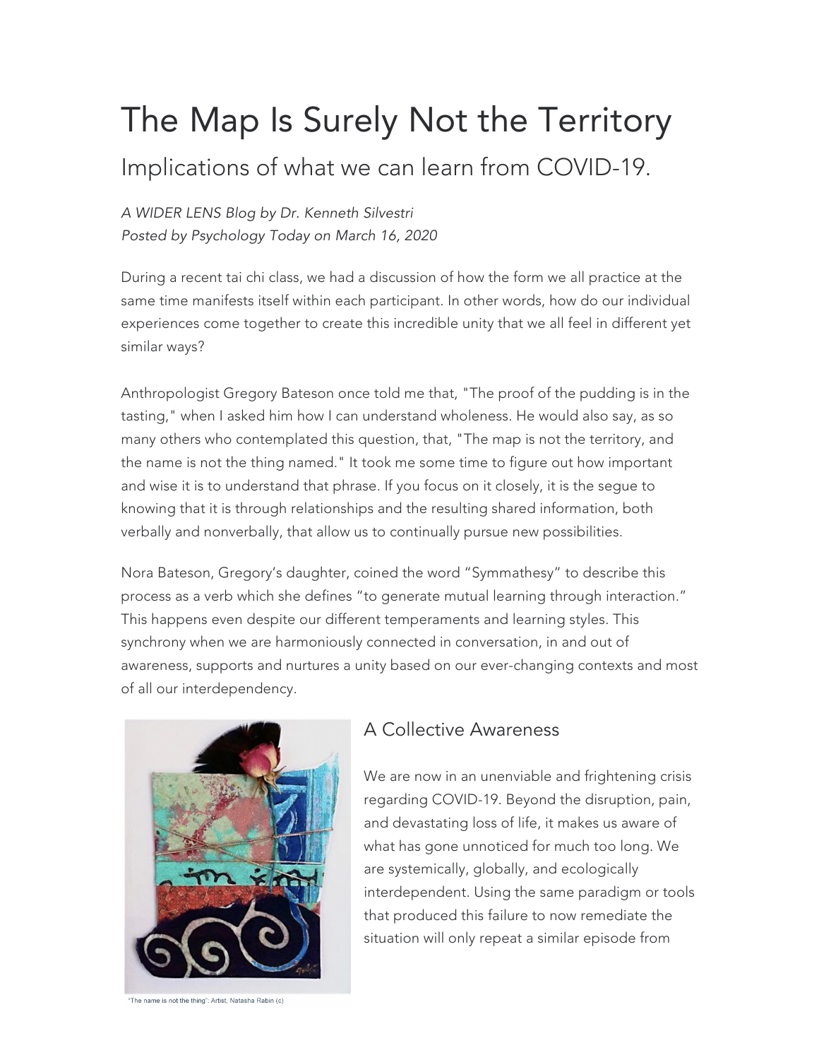# The Map Is Surely Not the Territory

## Implications of what we can learn from COVID-19.

*A WIDER LENS Blog by Dr. Kenneth Silvestri*
*Posted by Psychology Today on March 16, 2020*

During a recent tai chi class, we had a discussion of how the form we all practice at the same time manifests itself within each participant. In other words, how do our individual experiences come together to create this incredible unity that we all feel in different yet similar ways?

Anthropologist Gregory Bateson once told me that, "The proof of the pudding is in the tasting," when I asked him how I can understand wholeness. He would also say, as so many others who contemplated this question, that, "The map is not the territory, and the name is not the thing named." It took me some time to figure out how important and wise it is to understand that phrase. If you focus on it closely, it is the segue to knowing that it is through relationships and the resulting shared information, both verbally and nonverbally, that allow us to continually pursue new possibilities.

Nora Bateson, Gregory's daughter, coined the word "Symmathesy" to describe this process as a verb which she defines "to generate mutual learning through interaction." This happens even despite our different temperaments and learning styles. This synchrony when we are harmoniously connected in conversation, in and out of awareness, supports and nurtures a unity based on our ever-changing contexts and most of all our interdependency.

"The name is not the thing": Artist, Natasha Rabin (c)

## A Collective Awareness

We are now in an unenviable and frightening crisis regarding COVID-19. Beyond the disruption, pain, and devastating loss of life, it makes us aware of what has gone unnoticed for much too long. We are systemically, globally, and ecologically interdependent. Using the same paradigm or tools that produced this failure to now remediate the situation will only repeat a similar episode from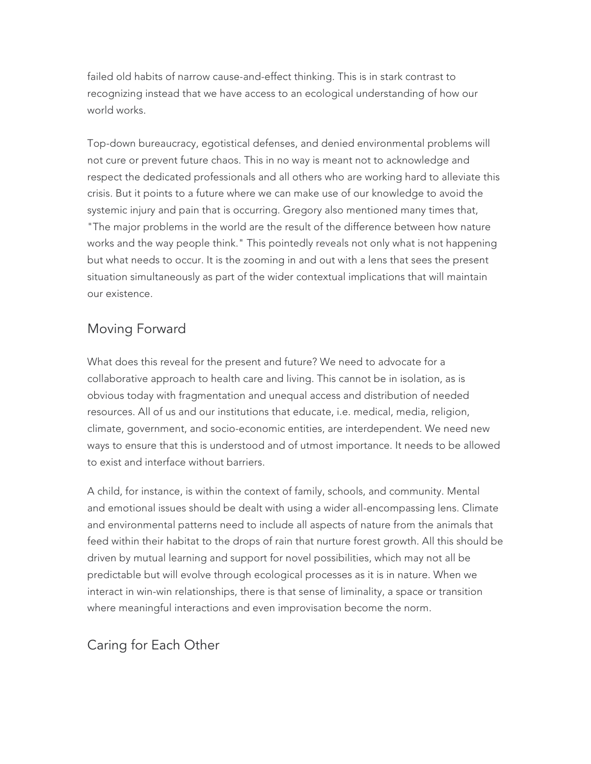failed old habits of narrow cause-and-effect thinking. This is in stark contrast to recognizing instead that we have access to an ecological understanding of how our world works.

Top-down bureaucracy, egotistical defenses, and denied environmental problems will not cure or prevent future chaos. This in no way is meant not to acknowledge and respect the dedicated professionals and all others who are working hard to alleviate this crisis. But it points to a future where we can make use of our knowledge to avoid the systemic injury and pain that is occurring. Gregory also mentioned many times that, "The major problems in the world are the result of the difference between how nature works and the way people think." This pointedly reveals not only what is not happening but what needs to occur. It is the zooming in and out with a lens that sees the present situation simultaneously as part of the wider contextual implications that will maintain our existence.

## Moving Forward

What does this reveal for the present and future? We need to advocate for a collaborative approach to health care and living. This cannot be in isolation, as is obvious today with fragmentation and unequal access and distribution of needed resources. All of us and our institutions that educate, i.e. medical, media, religion, climate, government, and socio-economic entities, are interdependent. We need new ways to ensure that this is understood and of utmost importance. It needs to be allowed to exist and interface without barriers.

A child, for instance, is within the context of family, schools, and community. Mental and emotional issues should be dealt with using a wider all-encompassing lens. Climate and environmental patterns need to include all aspects of nature from the animals that feed within their habitat to the drops of rain that nurture forest growth. All this should be driven by mutual learning and support for novel possibilities, which may not all be predictable but will evolve through ecological processes as it is in nature. When we interact in win-win relationships, there is that sense of liminality, a space or transition where meaningful interactions and even improvisation become the norm.

## Caring for Each Other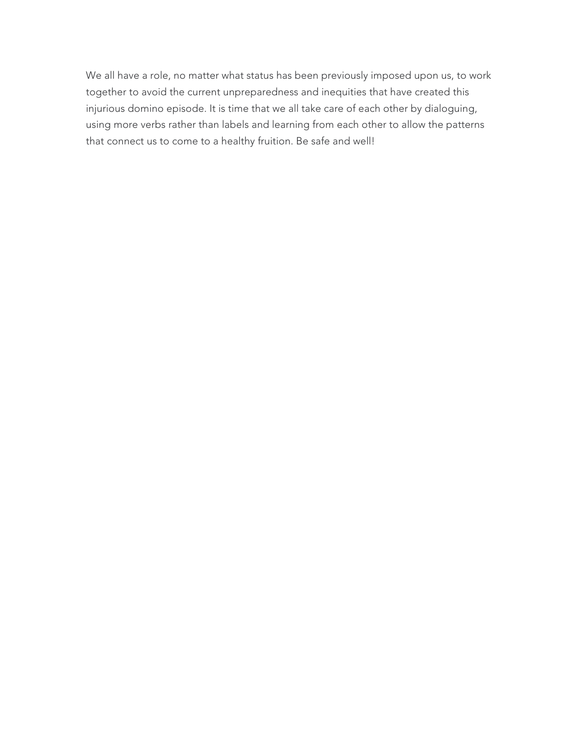We all have a role, no matter what status has been previously imposed upon us, to work together to avoid the current unpreparedness and inequities that have created this injurious domino episode. It is time that we all take care of each other by dialoguing, using more verbs rather than labels and learning from each other to allow the patterns that connect us to come to a healthy fruition. Be safe and well!